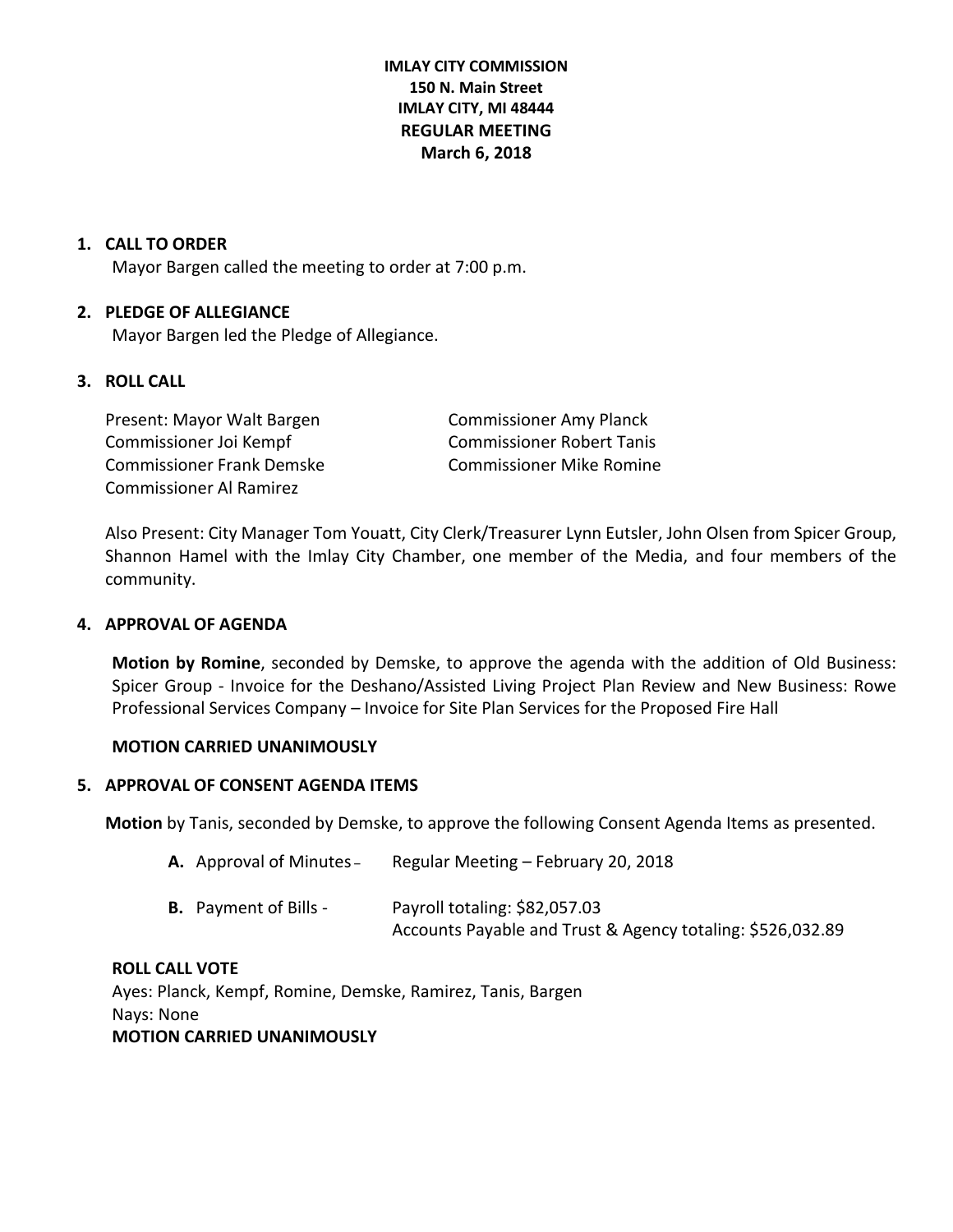**IMLAY CITY COMMISSION**
**150 N. Main Street**
**IMLAY CITY, MI 48444**
**REGULAR MEETING**
**March 6, 2018**

## 1. CALL TO ORDER

Mayor Bargen called the meeting to order at 7:00 p.m.

## 2. PLEDGE OF ALLEGIANCE

Mayor Bargen led the Pledge of Allegiance.

## 3. ROLL CALL

Present: Mayor Walt Bargen
Commissioner Joi Kempf
Commissioner Frank Demske
Commissioner Al Ramirez
Commissioner Amy Planck
Commissioner Robert Tanis
Commissioner Mike Romine

Also Present: City Manager Tom Youatt, City Clerk/Treasurer Lynn Eutsler, John Olsen from Spicer Group, Shannon Hamel with the Imlay City Chamber, one member of the Media, and four members of the community.

## 4. APPROVAL OF AGENDA

**Motion by Romine**, seconded by Demske, to approve the agenda with the addition of Old Business: Spicer Group - Invoice for the Deshano/Assisted Living Project Plan Review and New Business: Rowe Professional Services Company – Invoice for Site Plan Services for the Proposed Fire Hall

**MOTION CARRIED UNANIMOUSLY**

## 5. APPROVAL OF CONSENT AGENDA ITEMS

**Motion** by Tanis, seconded by Demske, to approve the following Consent Agenda Items as presented.

**A.** Approval of Minutes – Regular Meeting – February 20, 2018

**B.** Payment of Bills - Payroll totaling: $82,057.03
Accounts Payable and Trust & Agency totaling: $526,032.89

**ROLL CALL VOTE**
Ayes: Planck, Kempf, Romine, Demske, Ramirez, Tanis, Bargen
Nays: None
**MOTION CARRIED UNANIMOUSLY**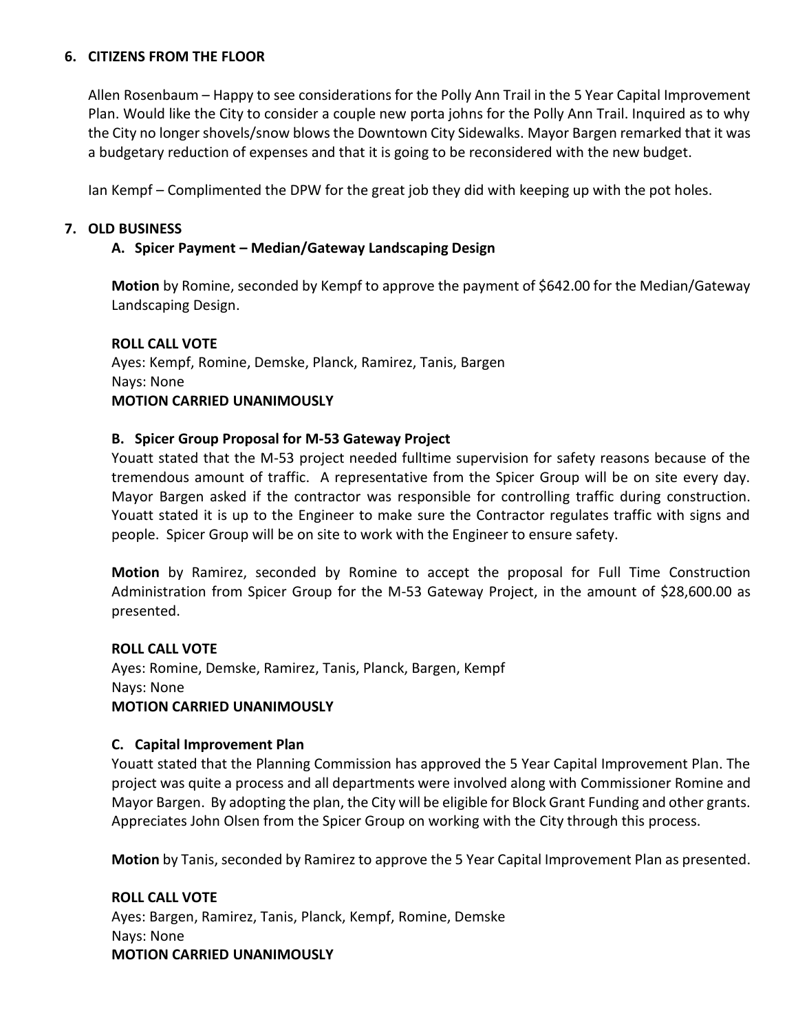**6. CITIZENS FROM THE FLOOR**

Allen Rosenbaum – Happy to see considerations for the Polly Ann Trail in the 5 Year Capital Improvement Plan. Would like the City to consider a couple new porta johns for the Polly Ann Trail. Inquired as to why the City no longer shovels/snow blows the Downtown City Sidewalks. Mayor Bargen remarked that it was a budgetary reduction of expenses and that it is going to be reconsidered with the new budget.

Ian Kempf – Complimented the DPW for the great job they did with keeping up with the pot holes.

**7. OLD BUSINESS**

**A. Spicer Payment – Median/Gateway Landscaping Design**

**Motion** by Romine, seconded by Kempf to approve the payment of $642.00 for the Median/Gateway Landscaping Design.

**ROLL CALL VOTE**
Ayes: Kempf, Romine, Demske, Planck, Ramirez, Tanis, Bargen
Nays: None
**MOTION CARRIED UNANIMOUSLY**

**B. Spicer Group Proposal for M-53 Gateway Project**

Youatt stated that the M-53 project needed fulltime supervision for safety reasons because of the tremendous amount of traffic. A representative from the Spicer Group will be on site every day. Mayor Bargen asked if the contractor was responsible for controlling traffic during construction. Youatt stated it is up to the Engineer to make sure the Contractor regulates traffic with signs and people. Spicer Group will be on site to work with the Engineer to ensure safety.

**Motion** by Ramirez, seconded by Romine to accept the proposal for Full Time Construction Administration from Spicer Group for the M-53 Gateway Project, in the amount of $28,600.00 as presented.

**ROLL CALL VOTE**
Ayes: Romine, Demske, Ramirez, Tanis, Planck, Bargen, Kempf
Nays: None
**MOTION CARRIED UNANIMOUSLY**

**C. Capital Improvement Plan**

Youatt stated that the Planning Commission has approved the 5 Year Capital Improvement Plan. The project was quite a process and all departments were involved along with Commissioner Romine and Mayor Bargen. By adopting the plan, the City will be eligible for Block Grant Funding and other grants. Appreciates John Olsen from the Spicer Group on working with the City through this process.

**Motion** by Tanis, seconded by Ramirez to approve the 5 Year Capital Improvement Plan as presented.

**ROLL CALL VOTE**
Ayes: Bargen, Ramirez, Tanis, Planck, Kempf, Romine, Demske
Nays: None
**MOTION CARRIED UNANIMOUSLY**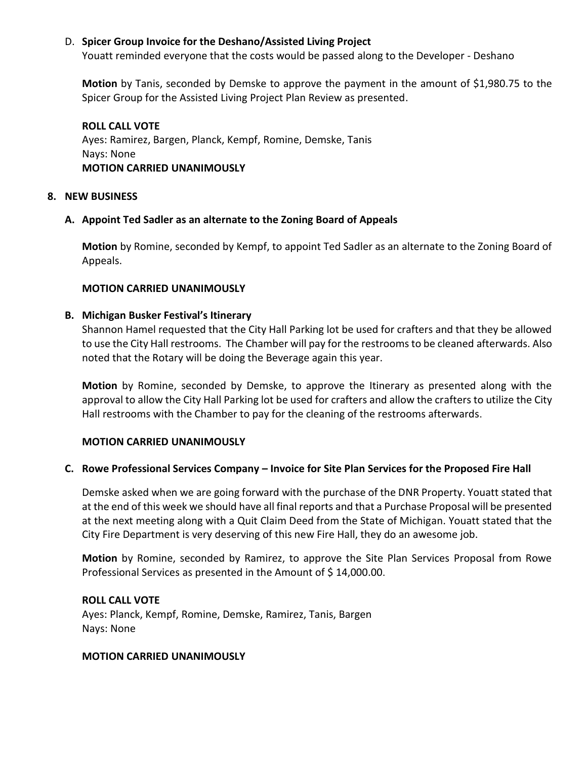D. **Spicer Group Invoice for the Deshano/Assisted Living Project**
Youatt reminded everyone that the costs would be passed along to the Developer - Deshano

**Motion** by Tanis, seconded by Demske to approve the payment in the amount of $1,980.75 to the Spicer Group for the Assisted Living Project Plan Review as presented.

**ROLL CALL VOTE**
Ayes: Ramirez, Bargen, Planck, Kempf, Romine, Demske, Tanis
Nays: None
**MOTION CARRIED UNANIMOUSLY**

## 8. NEW BUSINESS

### A. Appoint Ted Sadler as an alternate to the Zoning Board of Appeals

**Motion** by Romine, seconded by Kempf, to appoint Ted Sadler as an alternate to the Zoning Board of Appeals.

**MOTION CARRIED UNANIMOUSLY**

### B. Michigan Busker Festival's Itinerary

Shannon Hamel requested that the City Hall Parking lot be used for crafters and that they be allowed to use the City Hall restrooms. The Chamber will pay for the restrooms to be cleaned afterwards. Also noted that the Rotary will be doing the Beverage again this year.

**Motion** by Romine, seconded by Demske, to approve the Itinerary as presented along with the approval to allow the City Hall Parking lot be used for crafters and allow the crafters to utilize the City Hall restrooms with the Chamber to pay for the cleaning of the restrooms afterwards.

**MOTION CARRIED UNANIMOUSLY**

### C. Rowe Professional Services Company – Invoice for Site Plan Services for the Proposed Fire Hall

Demske asked when we are going forward with the purchase of the DNR Property. Youatt stated that at the end of this week we should have all final reports and that a Purchase Proposal will be presented at the next meeting along with a Quit Claim Deed from the State of Michigan. Youatt stated that the City Fire Department is very deserving of this new Fire Hall, they do an awesome job.

**Motion** by Romine, seconded by Ramirez, to approve the Site Plan Services Proposal from Rowe Professional Services as presented in the Amount of $ 14,000.00.

**ROLL CALL VOTE**
Ayes: Planck, Kempf, Romine, Demske, Ramirez, Tanis, Bargen
Nays: None

**MOTION CARRIED UNANIMOUSLY**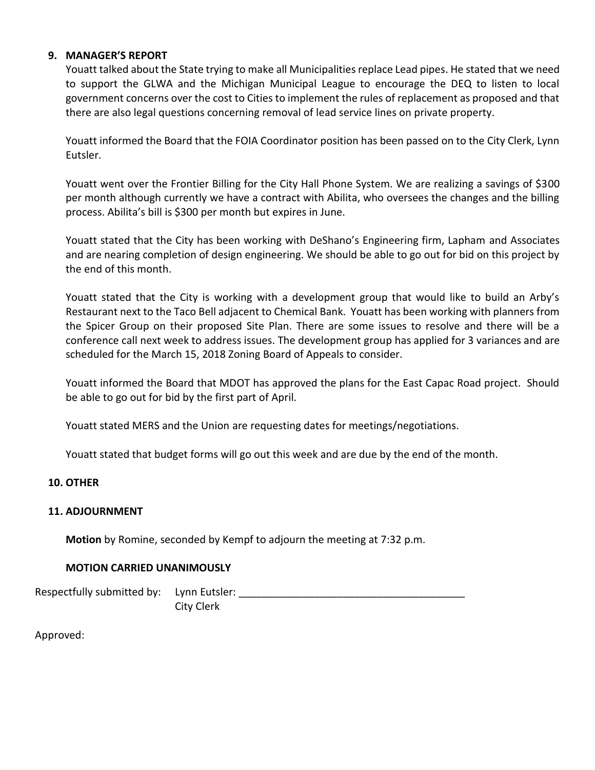## 9. MANAGER'S REPORT

Youatt talked about the State trying to make all Municipalities replace Lead pipes. He stated that we need to support the GLWA and the Michigan Municipal League to encourage the DEQ to listen to local government concerns over the cost to Cities to implement the rules of replacement as proposed and that there are also legal questions concerning removal of lead service lines on private property.

Youatt informed the Board that the FOIA Coordinator position has been passed on to the City Clerk, Lynn Eutsler.

Youatt went over the Frontier Billing for the City Hall Phone System. We are realizing a savings of $300 per month although currently we have a contract with Abilita, who oversees the changes and the billing process. Abilita's bill is $300 per month but expires in June.

Youatt stated that the City has been working with DeShano's Engineering firm, Lapham and Associates and are nearing completion of design engineering. We should be able to go out for bid on this project by the end of this month.

Youatt stated that the City is working with a development group that would like to build an Arby's Restaurant next to the Taco Bell adjacent to Chemical Bank. Youatt has been working with planners from the Spicer Group on their proposed Site Plan. There are some issues to resolve and there will be a conference call next week to address issues. The development group has applied for 3 variances and are scheduled for the March 15, 2018 Zoning Board of Appeals to consider.

Youatt informed the Board that MDOT has approved the plans for the East Capac Road project. Should be able to go out for bid by the first part of April.

Youatt stated MERS and the Union are requesting dates for meetings/negotiations.

Youatt stated that budget forms will go out this week and are due by the end of the month.

## 10. OTHER

## 11. ADJOURNMENT

**Motion** by Romine, seconded by Kempf to adjourn the meeting at 7:32 p.m.

**MOTION CARRIED UNANIMOUSLY**

Respectfully submitted by: Lynn Eutsler: ________________________________________
City Clerk

Approved: